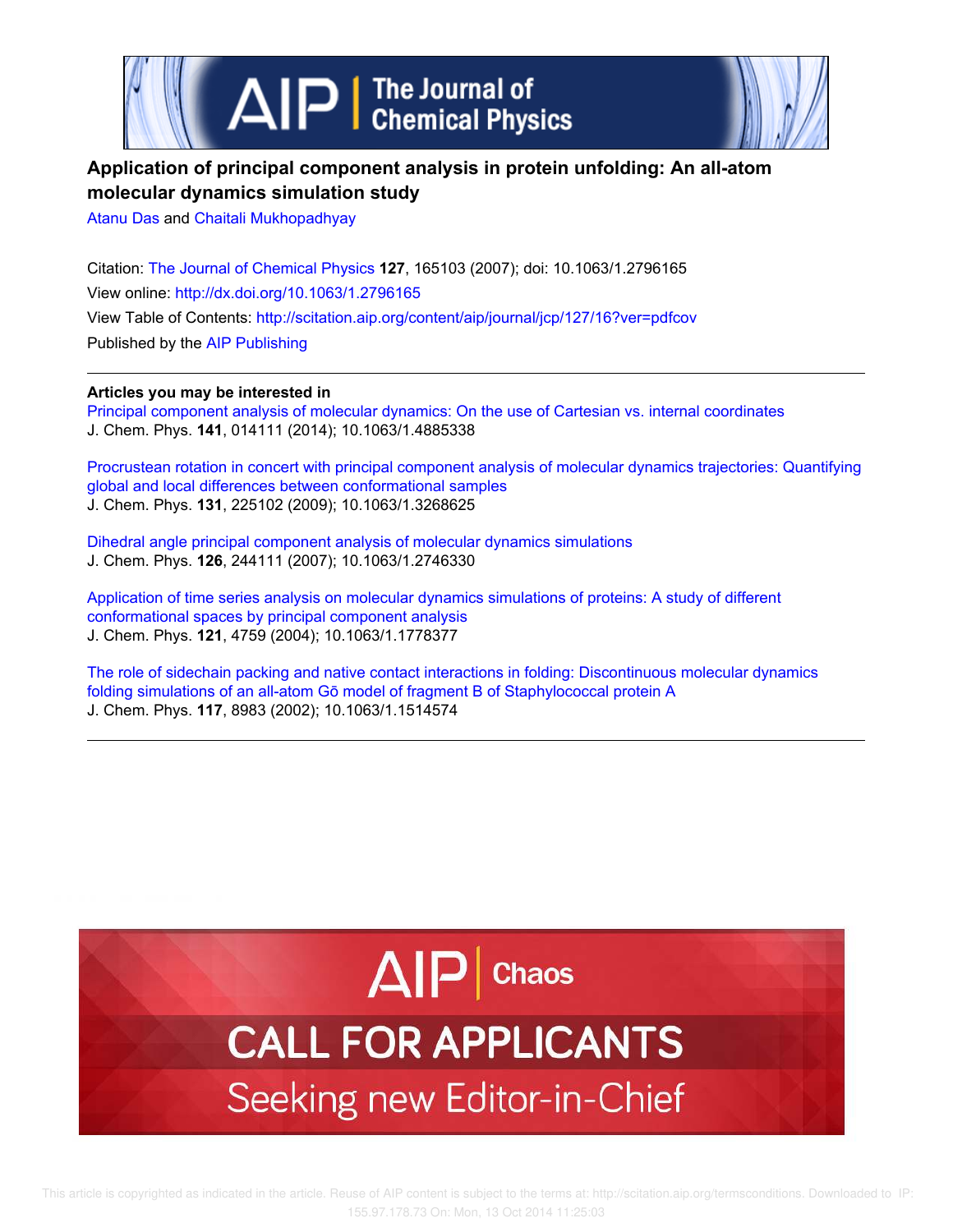# Application of principal component analysis in protein unfolding: An all-atom molecular dynamics simulation study

Atanu Das and Chaitali Mukhopadhyay

Citation: The Journal of Chemical Physics **127**, 165103 (2007); doi: 10.1063/1.2796165

View online: http://dx.doi.org/10.1063/1.2796165

View Table of Contents: http://scitation.aip.org/content/aip/journal/jcp/127/16?ver=pdfcov

Published by the AIP Publishing

---

**Articles you may be interested in**

Principal component analysis of molecular dynamics: On the use of Cartesian vs. internal coordinates
J. Chem. Phys. **141**, 014111 (2014); 10.1063/1.4885338

Procrustean rotation in concert with principal component analysis of molecular dynamics trajectories: Quantifying global and local differences between conformational samples
J. Chem. Phys. **131**, 225102 (2009); 10.1063/1.3268625

Dihedral angle principal component analysis of molecular dynamics simulations
J. Chem. Phys. **126**, 244111 (2007); 10.1063/1.2746330

Application of time series analysis on molecular dynamics simulations of proteins: A study of different conformational spaces by principal component analysis
J. Chem. Phys. **121**, 4759 (2004); 10.1063/1.1778377

The role of sidechain packing and native contact interactions in folding: Discontinuous molecular dynamics folding simulations of an all-atom Gō model of fragment B of Staphylococcal protein A
J. Chem. Phys. **117**, 8983 (2002); 10.1063/1.1514574

---

AIP | Chaos

CALL FOR APPLICANTS

Seeking new Editor-in-Chief

This article is copyrighted as indicated in the article. Reuse of AIP content is subject to the terms at: http://scitation.aip.org/termsconditions. Downloaded to IP: 155.97.178.73 On: Mon, 13 Oct 2014 11:25:03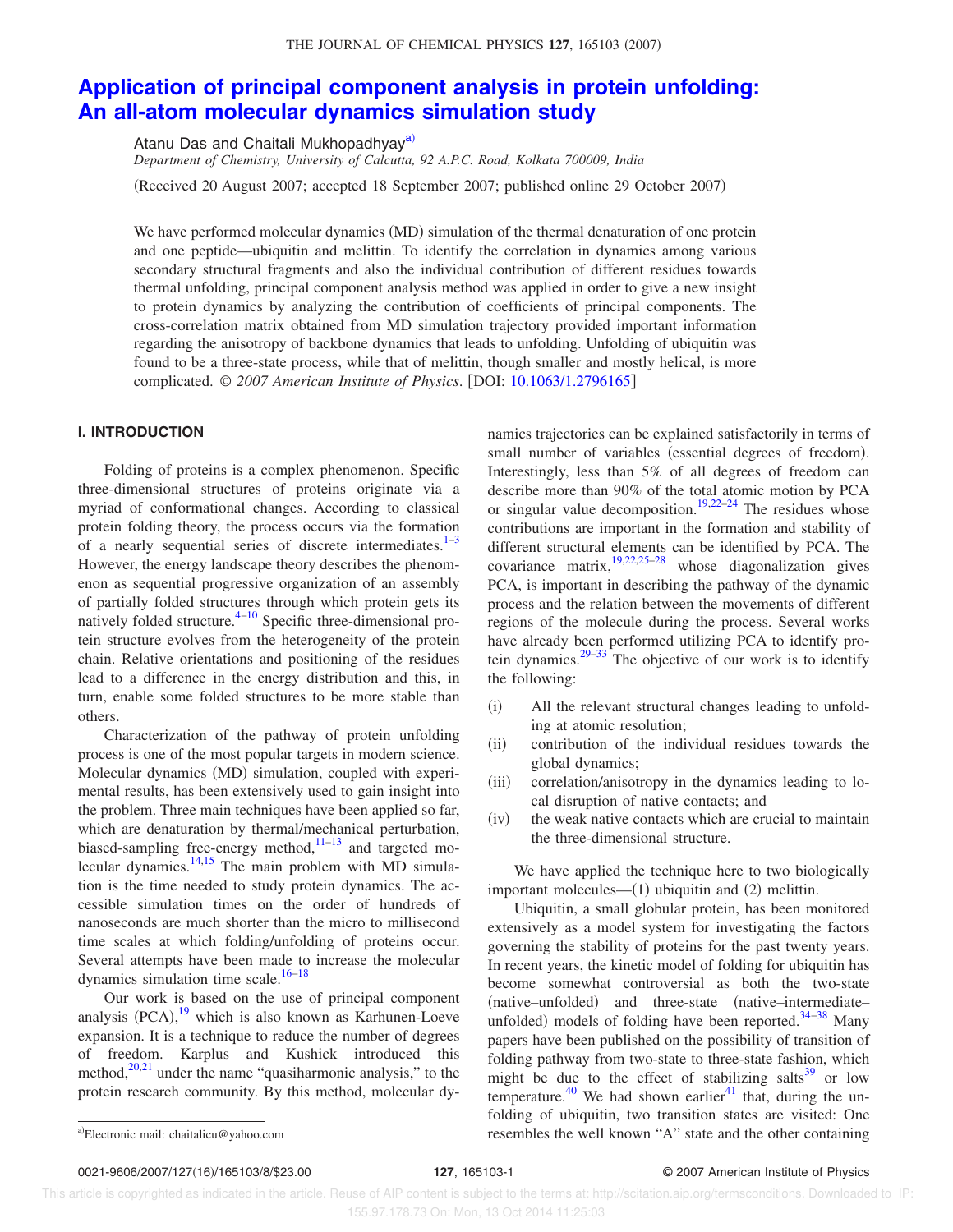# Application of principal component analysis in protein unfolding: An all-atom molecular dynamics simulation study

Atanu Das and Chaitali Mukhopadhyay[a)]

*Department of Chemistry, University of Calcutta, 92 A.P.C. Road, Kolkata 700009, India*

(Received 20 August 2007; accepted 18 September 2007; published online 29 October 2007)

We have performed molecular dynamics (MD) simulation of the thermal denaturation of one protein and one peptide—ubiquitin and melittin. To identify the correlation in dynamics among various secondary structural fragments and also the individual contribution of different residues towards thermal unfolding, principal component analysis method was applied in order to give a new insight to protein dynamics by analyzing the contribution of coefficients of principal components. The cross-correlation matrix obtained from MD simulation trajectory provided important information regarding the anisotropy of backbone dynamics that leads to unfolding. Unfolding of ubiquitin was found to be a three-state process, while that of melittin, though smaller and mostly helical, is more complicated. © *2007 American Institute of Physics*. [DOI: 10.1063/1.2796165]

## I. INTRODUCTION

Folding of proteins is a complex phenomenon. Specific three-dimensional structures of proteins originate via a myriad of conformational changes. According to classical protein folding theory, the process occurs via the formation of a nearly sequential series of discrete intermediates.[1–3] However, the energy landscape theory describes the phenomenon as sequential progressive organization of an assembly of partially folded structures through which protein gets its natively folded structure.[4–10] Specific three-dimensional protein structure evolves from the heterogeneity of the protein chain. Relative orientations and positioning of the residues lead to a difference in the energy distribution and this, in turn, enable some folded structures to be more stable than others.

Characterization of the pathway of protein unfolding process is one of the most popular targets in modern science. Molecular dynamics (MD) simulation, coupled with experimental results, has been extensively used to gain insight into the problem. Three main techniques have been applied so far, which are denaturation by thermal/mechanical perturbation, biased-sampling free-energy method,[11–13] and targeted molecular dynamics.[14,15] The main problem with MD simulation is the time needed to study protein dynamics. The accessible simulation times on the order of hundreds of nanoseconds are much shorter than the micro to millisecond time scales at which folding/unfolding of proteins occur. Several attempts have been made to increase the molecular dynamics simulation time scale.[16–18]

Our work is based on the use of principal component analysis (PCA),[19] which is also known as Karhunen-Loeve expansion. It is a technique to reduce the number of degrees of freedom. Karplus and Kushick introduced this method,[20,21] under the name "quasiharmonic analysis," to the protein research community. By this method, molecular dynamics trajectories can be explained satisfactorily in terms of small number of variables (essential degrees of freedom). Interestingly, less than 5% of all degrees of freedom can describe more than 90% of the total atomic motion by PCA or singular value decomposition.[19,22–24] The residues whose contributions are important in the formation and stability of different structural elements can be identified by PCA. The covariance matrix,[19,22,25–28] whose diagonalization gives PCA, is important in describing the pathway of the dynamic process and the relation between the movements of different regions of the molecule during the process. Several works have already been performed utilizing PCA to identify protein dynamics.[29–33] The objective of our work is to identify the following:

(i) All the relevant structural changes leading to unfolding at atomic resolution;

(ii) contribution of the individual residues towards the global dynamics;

(iii) correlation/anisotropy in the dynamics leading to local disruption of native contacts; and

(iv) the weak native contacts which are crucial to maintain the three-dimensional structure.

We have applied the technique here to two biologically important molecules—(1) ubiquitin and (2) melittin.

Ubiquitin, a small globular protein, has been monitored extensively as a model system for investigating the factors governing the stability of proteins for the past twenty years. In recent years, the kinetic model of folding for ubiquitin has become somewhat controversial as both the two-state (native–unfolded) and three-state (native–intermediate–unfolded) models of folding have been reported.[34–38] Many papers have been published on the possibility of transition of folding pathway from two-state to three-state fashion, which might be due to the effect of stabilizing salts[39] or low temperature.[40] We had shown earlier[41] that, during the unfolding of ubiquitin, two transition states are visited: One resembles the well known "A" state and the other containing

[a)]Electronic mail: chaitalicu@yahoo.com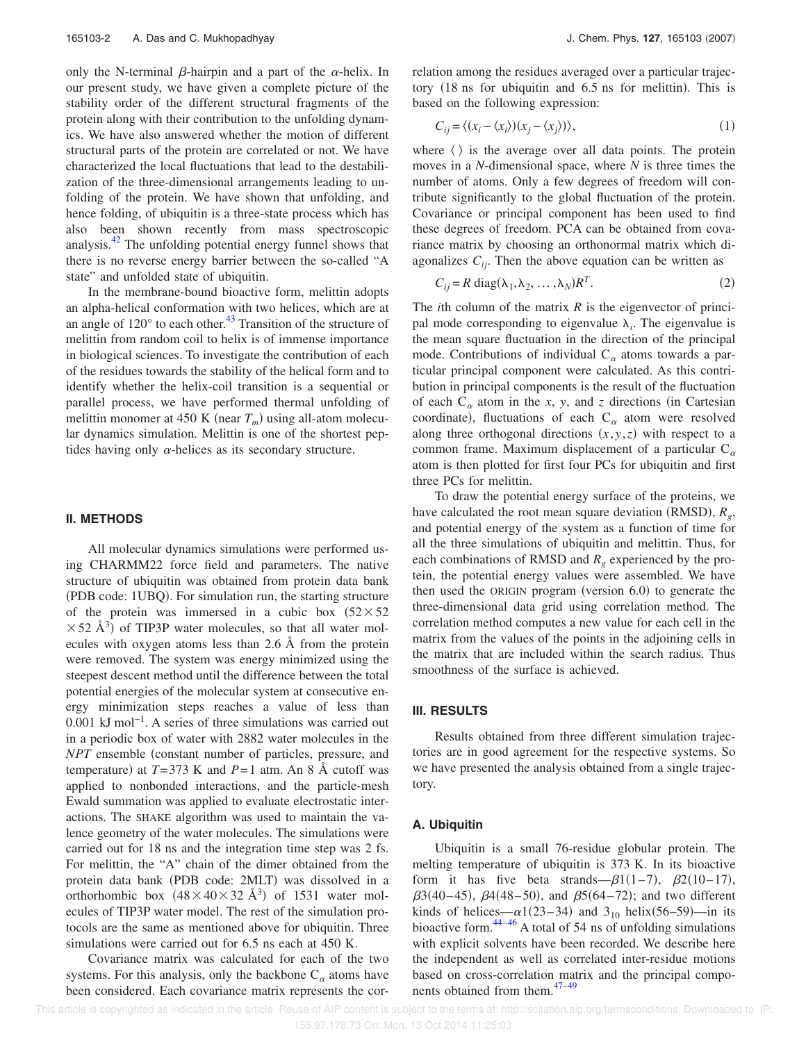only the N-terminal $\beta$-hairpin and a part of the $\alpha$-helix. In our present study, we have given a complete picture of the stability order of the different structural fragments of the protein along with their contribution to the unfolding dynamics. We have also answered whether the motion of different structural parts of the protein are correlated or not. We have characterized the local fluctuations that lead to the destabilization of the three-dimensional arrangements leading to unfolding of the protein. We have shown that unfolding, and hence folding, of ubiquitin is a three-state process which has also been shown recently from mass spectroscopic analysis.[42] The unfolding potential energy funnel shows that there is no reverse energy barrier between the so-called "A state" and unfolded state of ubiquitin.

In the membrane-bound bioactive form, melittin adopts an alpha-helical conformation with two helices, which are at an angle of 120° to each other.[43] Transition of the structure of melittin from random coil to helix is of immense importance in biological sciences. To investigate the contribution of each of the residues towards the stability of the helical form and to identify whether the helix-coil transition is a sequential or parallel process, we have performed thermal unfolding of melittin monomer at 450 K (near $T_m$) using all-atom molecular dynamics simulation. Melittin is one of the shortest peptides having only $\alpha$-helices as its secondary structure.

## II. METHODS

All molecular dynamics simulations were performed using CHARMM22 force field and parameters. The native structure of ubiquitin was obtained from protein data bank (PDB code: 1UBQ). For simulation run, the starting structure of the protein was immersed in a cubic box ($52 \times 52 \times 52$ Å$^3$) of TIP3P water molecules, so that all water molecules with oxygen atoms less than 2.6 Å from the protein were removed. The system was energy minimized using the steepest descent method until the difference between the total potential energies of the molecular system at consecutive energy minimization steps reaches a value of less than 0.001 kJ mol$^{-1}$. A series of three simulations was carried out in a periodic box of water with 2882 water molecules in the *NPT* ensemble (constant number of particles, pressure, and temperature) at $T=373$ K and $P=1$ atm. An 8 Å cutoff was applied to nonbonded interactions, and the particle-mesh Ewald summation was applied to evaluate electrostatic interactions. The SHAKE algorithm was used to maintain the valence geometry of the water molecules. The simulations were carried out for 18 ns and the integration time step was 2 fs. For melittin, the "A" chain of the dimer obtained from the protein data bank (PDB code: 2MLT) was dissolved in a orthorhombic box ($48 \times 40 \times 32$ Å$^3$) of 1531 water molecules of TIP3P water model. The rest of the simulation protocols are the same as mentioned above for ubiquitin. Three simulations were carried out for 6.5 ns each at 450 K.

Covariance matrix was calculated for each of the two systems. For this analysis, only the backbone $C_\alpha$ atoms have been considered. Each covariance matrix represents the correlation among the residues averaged over a particular trajectory (18 ns for ubiquitin and 6.5 ns for melittin). This is based on the following expression:

$$C_{ij} = \langle (x_i - \langle x_i \rangle)(x_j - \langle x_j \rangle) \rangle, \tag{1}$$

where $\langle\,\rangle$ is the average over all data points. The protein moves in a $N$-dimensional space, where $N$ is three times the number of atoms. Only a few degrees of freedom will contribute significantly to the global fluctuation of the protein. Covariance or principal component has been used to find these degrees of freedom. PCA can be obtained from covariance matrix by choosing an orthonormal matrix which diagonalizes $C_{ij}$. Then the above equation can be written as

$$C_{ij} = R\,\mathrm{diag}(\lambda_1, \lambda_2, \ldots, \lambda_N) R^T. \tag{2}$$

The $i$th column of the matrix $R$ is the eigenvector of principal mode corresponding to eigenvalue $\lambda_i$. The eigenvalue is the mean square fluctuation in the direction of the principal mode. Contributions of individual $C_\alpha$ atoms towards a particular principal component were calculated. As this contribution in principal components is the result of the fluctuation of each $C_\alpha$ atom in the $x$, $y$, and $z$ directions (in Cartesian coordinate), fluctuations of each $C_\alpha$ atom were resolved along three orthogonal directions $(x, y, z)$ with respect to a common frame. Maximum displacement of a particular $C_\alpha$ atom is then plotted for first four PCs for ubiquitin and first three PCs for melittin.

To draw the potential energy surface of the proteins, we have calculated the root mean square deviation (RMSD), $R_g$, and potential energy of the system as a function of time for all the three simulations of ubiquitin and melittin. Thus, for each combinations of RMSD and $R_g$ experienced by the protein, the potential energy values were assembled. We have then used the ORIGIN program (version 6.0) to generate the three-dimensional data grid using correlation method. The correlation method computes a new value for each cell in the matrix from the values of the points in the adjoining cells in the matrix that are included within the search radius. Thus smoothness of the surface is achieved.

## III. RESULTS

Results obtained from three different simulation trajectories are in good agreement for the respective systems. So we have presented the analysis obtained from a single trajectory.

### A. Ubiquitin

Ubiquitin is a small 76-residue globular protein. The melting temperature of ubiquitin is 373 K. In its bioactive form it has five beta strands—$\beta$1(1–7), $\beta$2(10–17), $\beta$3(40–45), $\beta$4(48–50), and $\beta$5(64–72); and two different kinds of helices—$\alpha$1(23–34) and $3_{10}$ helix(56–59)—in its bioactive form.[44–46] A total of 54 ns of unfolding simulations with explicit solvents have been recorded. We describe here the independent as well as correlated inter-residue motions based on cross-correlation matrix and the principal components obtained from them.[47–49]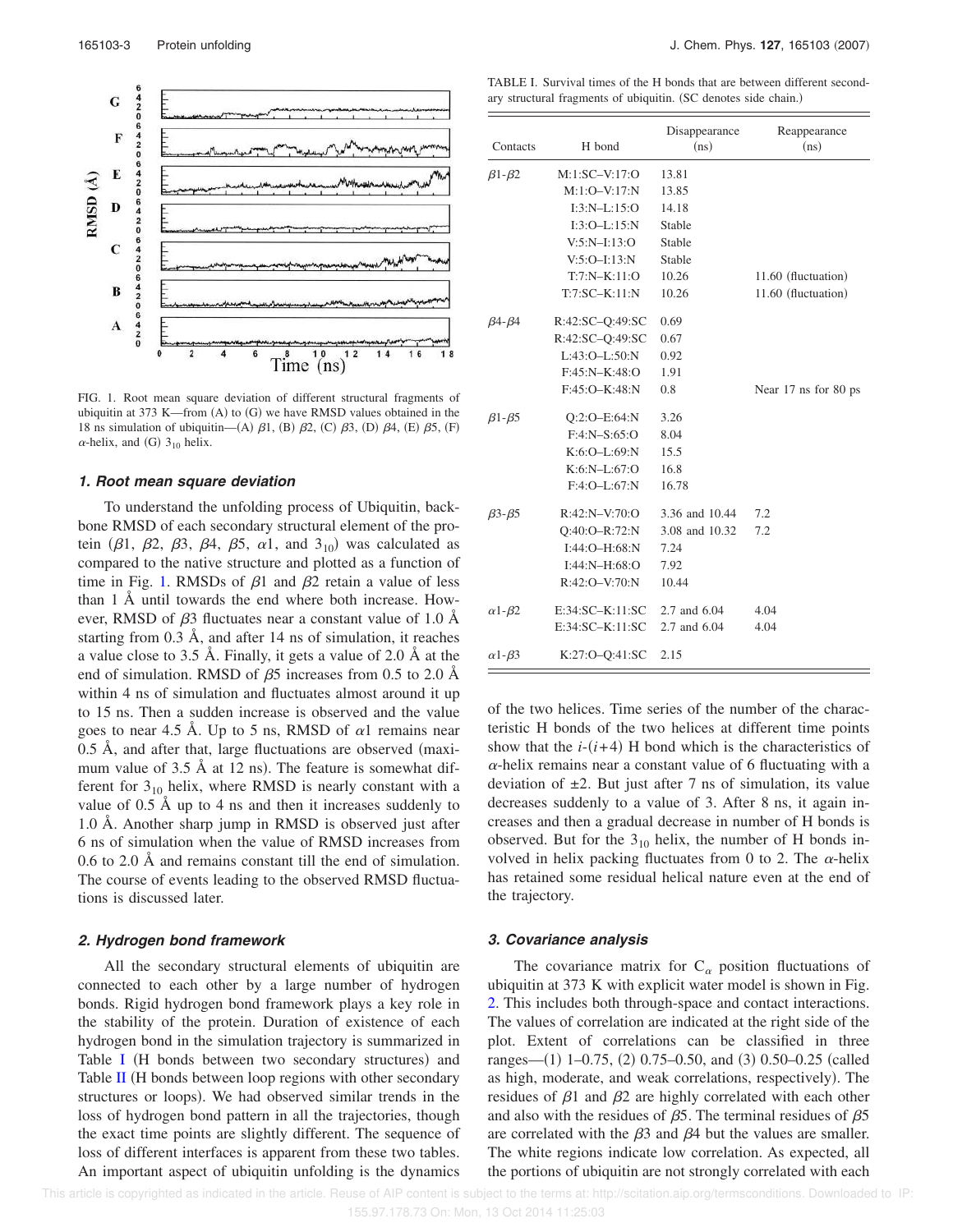FIG. 1. Root mean square deviation of different structural fragments of ubiquitin at 373 K—from (A) to (G) we have RMSD values obtained in the 18 ns simulation of ubiquitin—(A) $\beta$1, (B) $\beta$2, (C) $\beta$3, (D) $\beta$4, (E) $\beta$5, (F) $\alpha$-helix, and (G) $3_{10}$ helix.

#### *1. Root mean square deviation*

To understand the unfolding process of Ubiquitin, backbone RMSD of each secondary structural element of the protein ($\beta$1, $\beta$2, $\beta$3, $\beta$4, $\beta$5, $\alpha$1, and $3_{10}$) was calculated as compared to the native structure and plotted as a function of time in Fig. 1. RMSDs of $\beta$1 and $\beta$2 retain a value of less than 1 Å until towards the end where both increase. However, RMSD of $\beta$3 fluctuates near a constant value of 1.0 Å starting from 0.3 Å, and after 14 ns of simulation, it reaches a value close to 3.5 Å. Finally, it gets a value of 2.0 Å at the end of simulation. RMSD of $\beta$5 increases from 0.5 to 2.0 Å within 4 ns of simulation and fluctuates almost around it up to 15 ns. Then a sudden increase is observed and the value goes to near 4.5 Å. Up to 5 ns, RMSD of $\alpha$1 remains near 0.5 Å, and after that, large fluctuations are observed (maximum value of 3.5 Å at 12 ns). The feature is somewhat different for $3_{10}$ helix, where RMSD is nearly constant with a value of 0.5 Å up to 4 ns and then it increases suddenly to 1.0 Å. Another sharp jump in RMSD is observed just after 6 ns of simulation when the value of RMSD increases from 0.6 to 2.0 Å and remains constant till the end of simulation. The course of events leading to the observed RMSD fluctuations is discussed later.

#### *2. Hydrogen bond framework*

All the secondary structural elements of ubiquitin are connected to each other by a large number of hydrogen bonds. Rigid hydrogen bond framework plays a key role in the stability of the protein. Duration of existence of each hydrogen bond in the simulation trajectory is summarized in Table I (H bonds between two secondary structures) and Table II (H bonds between loop regions with other secondary structures or loops). We had observed similar trends in the loss of hydrogen bond pattern in all the trajectories, though the exact time points are slightly different. The sequence of loss of different interfaces is apparent from these two tables. An important aspect of ubiquitin unfolding is the dynamics of the two helices. Time series of the number of the characteristic H bonds of the two helices at different time points show that the $i$-($i$+4) H bond which is the characteristics of $\alpha$-helix remains near a constant value of 6 fluctuating with a deviation of ±2. But just after 7 ns of simulation, its value decreases suddenly to a value of 3. After 8 ns, it again increases and then a gradual decrease in number of H bonds is observed. But for the $3_{10}$ helix, the number of H bonds involved in helix packing fluctuates from 0 to 2. The $\alpha$-helix has retained some residual helical nature even at the end of the trajectory.

TABLE I. Survival times of the H bonds that are between different secondary structural fragments of ubiquitin. (SC denotes side chain.)

| Contacts | H bond | Disappearance (ns) | Reappearance (ns) |
|---|---|---|---|
| $\beta$1-$\beta$2 | M:1:SC–V:17:O | 13.81 | |
| | M:1:O–V:17:N | 13.85 | |
| | I:3:N–L:15:O | 14.18 | |
| | I:3:O–L:15:N | Stable | |
| | V:5:N–I:13:O | Stable | |
| | V:5:O–I:13:N | Stable | |
| | T:7:N–K:11:O | 10.26 | 11.60 (fluctuation) |
| | T:7:SC–K:11:N | 10.26 | 11.60 (fluctuation) |
| $\beta$4-$\beta$4 | R:42:SC–Q:49:SC | 0.69 | |
| | R:42:SC–Q:49:SC | 0.67 | |
| | L:43:O–L:50:N | 0.92 | |
| | F:45:N–K:48:O | 1.91 | |
| | F:45:O–K:48:N | 0.8 | Near 17 ns for 80 ps |
| $\beta$1-$\beta$5 | Q:2:O–E:64:N | 3.26 | |
| | F:4:N–S:65:O | 8.04 | |
| | K:6:O–L:69:N | 15.5 | |
| | K:6:N–L:67:O | 16.8 | |
| | F:4:O–L:67:N | 16.78 | |
| $\beta$3-$\beta$5 | R:42:N–V:70:O | 3.36 and 10.44 | 7.2 |
| | Q:40:O–R:72:N | 3.08 and 10.32 | 7.2 |
| | I:44:O–H:68:N | 7.24 | |
| | I:44:N–H:68:O | 7.92 | |
| | R:42:O–V:70:N | 10.44 | |
| $\alpha$1-$\beta$2 | E:34:SC–K:11:SC | 2.7 and 6.04 | 4.04 |
| | E:34:SC–K:11:SC | 2.7 and 6.04 | 4.04 |
| $\alpha$1-$\beta$3 | K:27:O–Q:41:SC | 2.15 | |

#### *3. Covariance analysis*

The covariance matrix for $C_\alpha$ position fluctuations of ubiquitin at 373 K with explicit water model is shown in Fig. 2. This includes both through-space and contact interactions. The values of correlation are indicated at the right side of the plot. Extent of correlations can be classified in three ranges—(1) 1–0.75, (2) 0.75–0.50, and (3) 0.50–0.25 (called as high, moderate, and weak correlations, respectively). The residues of $\beta$1 and $\beta$2 are highly correlated with each other and also with the residues of $\beta$5. The terminal residues of $\beta$5 are correlated with the $\beta$3 and $\beta$4 but the values are smaller. The white regions indicate low correlation. As expected, all the portions of ubiquitin are not strongly correlated with each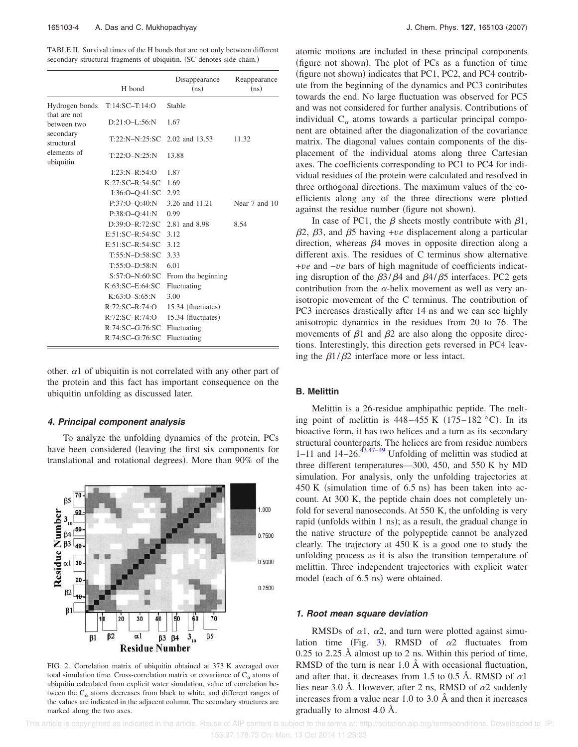TABLE II. Survival times of the H bonds that are not only between different secondary structural fragments of ubiquitin. (SC denotes side chain.)

| | H bond | Disappearance (ns) | Reappearance (ns) |
|---|---|---|---|
| Hydrogen bonds that are not between two secondary structural elements of ubiquitin | T:14:SC–T:14:O | Stable | |
| | D:21:O–L:56:N | 1.67 | |
| | T:22:N–N:25:SC | 2.02 and 13.53 | 11.32 |
| | T:22:O–N:25:N | 13.88 | |
| | I:23:N–R:54:O | 1.87 | |
| | K:27:SC–R:54:SC | 1.69 | |
| | I:36:O–Q:41:SC | 2.92 | |
| | P:37:O–Q:40:N | 3.26 and 11.21 | Near 7 and 10 |
| | P:38:O–Q:41:N | 0.99 | |
| | D:39:O–R:72:SC | 2.81 and 8.98 | 8.54 |
| | E:51:SC–R:54:SC | 3.12 | |
| | E:51:SC–R:54:SC | 3.12 | |
| | T:55:N–D:58:SC | 3.33 | |
| | T:55:O–D:58:N | 6.01 | |
| | S:57:O–N:60:SC | From the beginning | |
| | K:63:SC–E:64:SC | Fluctuating | |
| | K:63:O–S:65:N | 3.00 | |
| | R:72:SC–R:74:O | 15.34 (fluctuates) | |
| | R:72:SC–R:74:O | 15.34 (fluctuates) | |
| | R:74:SC–G:76:SC | Fluctuating | |
| | R:74:SC–G:76:SC | Fluctuating | |

other. $\alpha 1$ of ubiquitin is not correlated with any other part of the protein and this fact has important consequence on the ubiquitin unfolding as discussed later.

#### 4. Principal component analysis

To analyze the unfolding dynamics of the protein, PCs have been considered (leaving the first six components for translational and rotational degrees). More than 90% of the atomic motions are included in these principal components (figure not shown). The plot of PCs as a function of time (figure not shown) indicates that PC1, PC2, and PC4 contribute from the beginning of the dynamics and PC3 contributes towards the end. No large fluctuation was observed for PC5 and was not considered for further analysis. Contributions of individual $C_\alpha$ atoms towards a particular principal component are obtained after the diagonalization of the covariance matrix. The diagonal values contain components of the displacement of the individual atoms along three Cartesian axes. The coefficients corresponding to PC1 to PC4 for individual residues of the protein were calculated and resolved in three orthogonal directions. The maximum values of the coefficients along any of the three directions were plotted against the residue number (figure not shown).

In case of PC1, the $\beta$ sheets mostly contribute with $\beta 1$, $\beta 2$, $\beta 3$, and $\beta 5$ having $+ve$ displacement along a particular direction, whereas $\beta 4$ moves in opposite direction along a different axis. The residues of C terminus show alternative $+ve$ and $-ve$ bars of high magnitude of coefficients indicating disruption of the $\beta 3/\beta 4$ and $\beta 4/\beta 5$ interfaces. PC2 gets contribution from the $\alpha$-helix movement as well as very anisotropic movement of the C terminus. The contribution of PC3 increases drastically after 14 ns and we can see highly anisotropic dynamics in the residues from 20 to 76. The movements of $\beta 1$ and $\beta 2$ are also along the opposite directions. Interestingly, this direction gets reversed in PC4 leaving the $\beta 1/\beta 2$ interface more or less intact.

FIG. 2. Correlation matrix of ubiquitin obtained at 373 K averaged over total simulation time. Cross-correlation matrix or covariance of $C_\alpha$ atoms of ubiquitin calculated from explicit water simulation, value of correlation between the $C_\alpha$ atoms decreases from black to white, and different ranges of the values are indicated in the adjacent column. The secondary structures are marked along the two axes.

### B. Melittin

Melittin is a 26-residue amphipathic peptide. The melting point of melittin is 448–455 K (175–182 °C). In its bioactive form, it has two helices and a turn as its secondary structural counterparts. The helices are from residue numbers 1–11 and 14–26.[43,47–49] Unfolding of melittin was studied at three different temperatures—300, 450, and 550 K by MD simulation. For analysis, only the unfolding trajectories at 450 K (simulation time of 6.5 ns) has been taken into account. At 300 K, the peptide chain does not completely unfold for several nanoseconds. At 550 K, the unfolding is very rapid (unfolds within 1 ns); as a result, the gradual change in the native structure of the polypeptide cannot be analyzed clearly. The trajectory at 450 K is a good one to study the unfolding process as it is also the transition temperature of melittin. Three independent trajectories with explicit water model (each of 6.5 ns) were obtained.

#### 1. Root mean square deviation

RMSDs of $\alpha 1$, $\alpha 2$, and turn were plotted against simulation time (Fig. 3). RMSD of $\alpha 2$ fluctuates from 0.25 to 2.25 Å almost up to 2 ns. Within this period of time, RMSD of the turn is near 1.0 Å with occasional fluctuation, and after that, it decreases from 1.5 to 0.5 Å. RMSD of $\alpha 1$ lies near 3.0 Å. However, after 2 ns, RMSD of $\alpha 2$ suddenly increases from a value near 1.0 to 3.0 Å and then it increases gradually to almost 4.0 Å.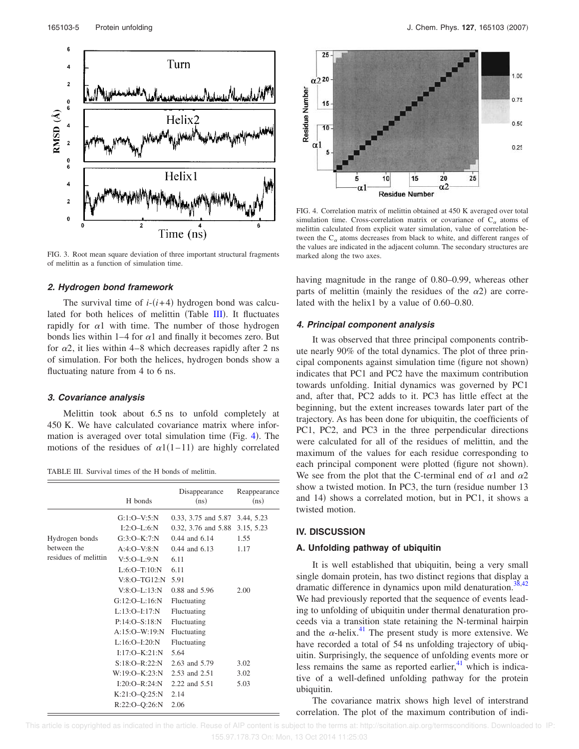FIG. 3. Root mean square deviation of three important structural fragments of melittin as a function of simulation time.

### 2. Hydrogen bond framework

The survival time of $i$-$(i+4)$ hydrogen bond was calculated for both helices of melittin (Table III). It fluctuates rapidly for $\alpha1$ with time. The number of those hydrogen bonds lies within 1–4 for $\alpha1$ and finally it becomes zero. But for $\alpha2$, it lies within 4–8 which decreases rapidly after 2 ns of simulation. For both the helices, hydrogen bonds show a fluctuating nature from 4 to 6 ns.

### 3. Covariance analysis

Melittin took about 6.5 ns to unfold completely at 450 K. We have calculated covariance matrix where information is averaged over total simulation time (Fig. 4). The motions of the residues of $\alpha1(1-11)$ are highly correlated having magnitude in the range of 0.80–0.99, whereas other parts of melittin (mainly the residues of the $\alpha2$) are correlated with the helix1 by a value of 0.60–0.80.

TABLE III. Survival times of the H bonds of melittin.

| | H bonds | Disappearance (ns) | Reappearance (ns) |
|---|---|---|---|
| Hydrogen bonds between the residues of melittin | G:1:O–V:5:N | 0.33, 3.75 and 5.87 | 3.44, 5.23 |
| | I:2:O–L:6:N | 0.32, 3.76 and 5.88 | 3.15, 5.23 |
| | G:3:O–K:7:N | 0.44 and 6.14 | 1.55 |
| | A:4:O–V:8:N | 0.44 and 6.13 | 1.17 |
| | V:5:O–L:9:N | 6.11 | |
| | L:6:O–T:10:N | 6.11 | |
| | V:8:O–TG12:N | 5.91 | |
| | V:8:O–L:13:N | 0.88 and 5.96 | 2.00 |
| | G:12:O–L:16:N | Fluctuating | |
| | L:13:O–I:17:N | Fluctuating | |
| | P:14:O–S:18:N | Fluctuating | |
| | A:15:O–W:19:N | Fluctuating | |
| | L:16:O–I:20:N | Fluctuating | |
| | I:17:O–K:21:N | 5.64 | |
| | S:18:O–R:22:N | 2.63 and 5.79 | 3.02 |
| | W:19:O–K:23:N | 2.53 and 2.51 | 3.02 |
| | I:20:O–R:24:N | 2.22 and 5.51 | 5.03 |
| | K:21:O–Q:25:N | 2.14 | |
| | R:22:O–Q:26:N | 2.06 | |

FIG. 4. Correlation matrix of melittin obtained at 450 K averaged over total simulation time. Cross-correlation matrix or covariance of $C_\alpha$ atoms of melittin calculated from explicit water simulation, value of correlation between the $C_\alpha$ atoms decreases from black to white, and different ranges of the values are indicated in the adjacent column. The secondary structures are marked along the two axes.

### 4. Principal component analysis

It was observed that three principal components contribute nearly 90% of the total dynamics. The plot of three principal components against simulation time (figure not shown) indicates that PC1 and PC2 have the maximum contribution towards unfolding. Initial dynamics was governed by PC1 and, after that, PC2 adds to it. PC3 has little effect at the beginning, but the extent increases towards later part of the trajectory. As has been done for ubiquitin, the coefficients of PC1, PC2, and PC3 in the three perpendicular directions were calculated for all of the residues of melittin, and the maximum of the values for each residue corresponding to each principal component were plotted (figure not shown). We see from the plot that the C-terminal end of $\alpha1$ and $\alpha2$ show a twisted motion. In PC3, the turn (residue number 13 and 14) shows a correlated motion, but in PC1, it shows a twisted motion.

## IV. DISCUSSION

### A. Unfolding pathway of ubiquitin

It is well established that ubiquitin, being a very small single domain protein, has two distinct regions that display a dramatic difference in dynamics upon mild denaturation.[38,42] We had previously reported that the sequence of events leading to unfolding of ubiquitin under thermal denaturation proceeds via a transition state retaining the N-terminal hairpin and the $\alpha$-helix.[41] The present study is more extensive. We have recorded a total of 54 ns unfolding trajectory of ubiquitin. Surprisingly, the sequence of unfolding events more or less remains the same as reported earlier,[41] which is indicative of a well-defined unfolding pathway for the protein ubiquitin.

The covariance matrix shows high level of interstrand correlation. The plot of the maximum contribution of indi-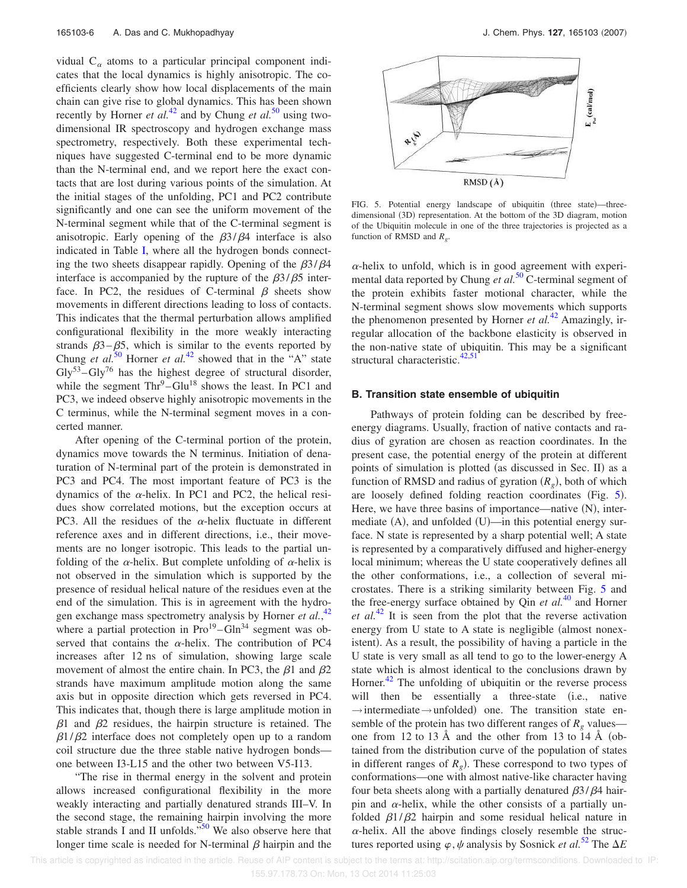vidual $C_\alpha$ atoms to a particular principal component indicates that the local dynamics is highly anisotropic. The coefficients clearly show how local displacements of the main chain can give rise to global dynamics. This has been shown recently by Horner *et al.*[42] and by Chung *et al.*[50] using two-dimensional IR spectroscopy and hydrogen exchange mass spectrometry, respectively. Both these experimental techniques have suggested C-terminal end to be more dynamic than the N-terminal end, and we report here the exact contacts that are lost during various points of the simulation. At the initial stages of the unfolding, PC1 and PC2 contribute significantly and one can see the uniform movement of the N-terminal segment while that of the C-terminal segment is anisotropic. Early opening of the $\beta3/\beta4$ interface is also indicated in Table I, where all the hydrogen bonds connecting the two sheets disappear rapidly. Opening of the $\beta3/\beta4$ interface is accompanied by the rupture of the $\beta3/\beta5$ interface. In PC2, the residues of C-terminal $\beta$ sheets show movements in different directions leading to loss of contacts. This indicates that the thermal perturbation allows amplified configurational flexibility in the more weakly interacting strands $\beta3$–$\beta5$, which is similar to the events reported by Chung *et al.*[50] Horner *et al.*[42] showed that in the "A" state Gly[53]–Gly[76] has the highest degree of structural disorder, while the segment Thr[9]–Glu[18] shows the least. In PC1 and PC3, we indeed observe highly anisotropic movements in the C terminus, while the N-terminal segment moves in a concerted manner.

After opening of the C-terminal portion of the protein, dynamics move towards the N terminus. Initiation of denaturation of N-terminal part of the protein is demonstrated in PC3 and PC4. The most important feature of PC3 is the dynamics of the $\alpha$-helix. In PC1 and PC2, the helical residues show correlated motions, but the exception occurs at PC3. All the residues of the $\alpha$-helix fluctuate in different reference axes and in different directions, i.e., their movements are no longer isotropic. This leads to the partial unfolding of the $\alpha$-helix. But complete unfolding of $\alpha$-helix is not observed in the simulation which is supported by the presence of residual helical nature of the residues even at the end of the simulation. This is in agreement with the hydrogen exchange mass spectrometry analysis by Horner *et al.*,[42] where a partial protection in Pro[19]–Gln[34] segment was observed that contains the $\alpha$-helix. The contribution of PC4 increases after 12 ns of simulation, showing large scale movement of almost the entire chain. In PC3, the $\beta1$ and $\beta2$ strands have maximum amplitude motion along the same axis but in opposite direction which gets reversed in PC4. This indicates that, though there is large amplitude motion in $\beta1$ and $\beta2$ residues, the hairpin structure is retained. The $\beta1/\beta2$ interface does not completely open up to a random coil structure due the three stable native hydrogen bonds—one between I3-L15 and the other two between V5-I13.

"The rise in thermal energy in the solvent and protein allows increased configurational flexibility in the more weakly interacting and partially denatured strands III–V. In the second stage, the remaining hairpin involving the more stable strands I and II unfolds."[50] We also observe here that longer time scale is needed for N-terminal $\beta$ hairpin and the $\alpha$-helix to unfold, which is in good agreement with experimental data reported by Chung *et al.*[50] C-terminal segment of the protein exhibits faster motional character, while the N-terminal segment shows slow movements which supports the phenomenon presented by Horner *et al.*[42] Amazingly, irregular allocation of the backbone elasticity is observed in the non-native state of ubiquitin. This may be a significant structural characteristic.[42,51]

FIG. 5. Potential energy landscape of ubiquitin (three state)—three-dimensional (3D) representation. At the bottom of the 3D diagram, motion of the Ubiquitin molecule in one of the three trajectories is projected as a function of RMSD and $R_g$.

### B. Transition state ensemble of ubiquitin

Pathways of protein folding can be described by free-energy diagrams. Usually, fraction of native contacts and radius of gyration are chosen as reaction coordinates. In the present case, the potential energy of the protein at different points of simulation is plotted (as discussed in Sec. II) as a function of RMSD and radius of gyration ($R_g$), both of which are loosely defined folding reaction coordinates (Fig. 5). Here, we have three basins of importance—native (N), intermediate (A), and unfolded (U)—in this potential energy surface. N state is represented by a sharp potential well; A state is represented by a comparatively diffused and higher-energy local minimum; whereas the U state cooperatively defines all the other conformations, i.e., a collection of several microstates. There is a striking similarity between Fig. 5 and the free-energy surface obtained by Qin *et al.*[40] and Horner *et al.*[42] It is seen from the plot that the reverse activation energy from U state to A state is negligible (almost nonexistent). As a result, the possibility of having a particle in the U state is very small as all tend to go to the lower-energy A state which is almost identical to the conclusions drawn by Horner.[42] The unfolding of ubiquitin or the reverse process will then be essentially a three-state (i.e., native $\rightarrow$intermediate$\rightarrow$unfolded) one. The transition state ensemble of the protein has two different ranges of $R_g$ values—one from 12 to 13 Å and the other from 13 to 14 Å (obtained from the distribution curve of the population of states in different ranges of $R_g$). These correspond to two types of conformations—one with almost native-like character having four beta sheets along with a partially denatured $\beta3/\beta4$ hairpin and $\alpha$-helix, while the other consists of a partially unfolded $\beta1/\beta2$ hairpin and some residual helical nature in $\alpha$-helix. All the above findings closely resemble the structures reported using $\varphi,\psi$ analysis by Sosnick *et al.*[52] The $\Delta E$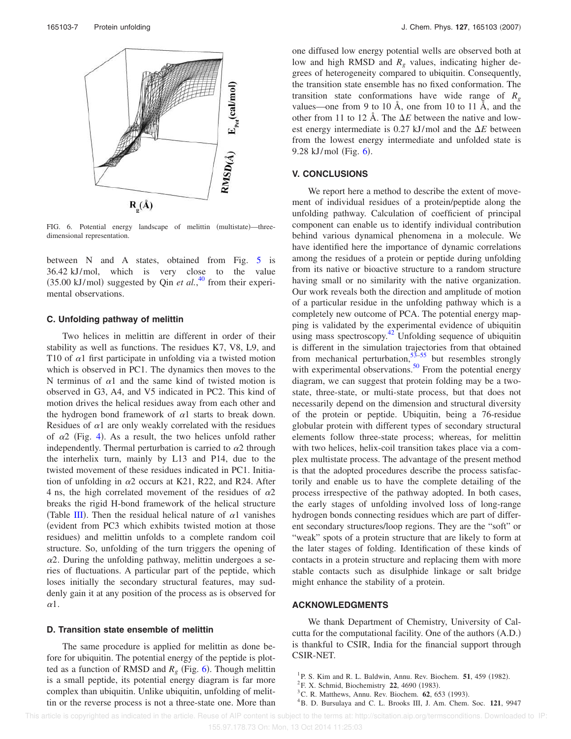$\mathbf{R_g}$(Å)

RMSD(Å)

$\mathbf{E_{Pot}}$ (cal/mol)

FIG. 6. Potential energy landscape of melittin (multistate)—three-dimensional representation.

between N and A states, obtained from Fig. 5 is 36.42 kJ/mol, which is very close to the value (35.00 kJ/mol) suggested by Qin *et al.*,[40] from their experimental observations.

### C. Unfolding pathway of melittin

Two helices in melittin are different in order of their stability as well as functions. The residues K7, V8, L9, and T10 of $\alpha1$ first participate in unfolding via a twisted motion which is observed in PC1. The dynamics then moves to the N terminus of $\alpha1$ and the same kind of twisted motion is observed in G3, A4, and V5 indicated in PC2. This kind of motion drives the helical residues away from each other and the hydrogen bond framework of $\alpha1$ starts to break down. Residues of $\alpha1$ are only weakly correlated with the residues of $\alpha2$ (Fig. 4). As a result, the two helices unfold rather independently. Thermal perturbation is carried to $\alpha2$ through the interhelix turn, mainly by L13 and P14, due to the twisted movement of these residues indicated in PC1. Initiation of unfolding in $\alpha2$ occurs at K21, R22, and R24. After 4 ns, the high correlated movement of the residues of $\alpha2$ breaks the rigid H-bond framework of the helical structure (Table III). Then the residual helical nature of $\alpha1$ vanishes (evident from PC3 which exhibits twisted motion at those residues) and melittin unfolds to a complete random coil structure. So, unfolding of the turn triggers the opening of $\alpha2$. During the unfolding pathway, melittin undergoes a series of fluctuations. A particular part of the peptide, which loses initially the secondary structural features, may suddenly gain it at any position of the process as is observed for $\alpha1$.

### D. Transition state ensemble of melittin

The same procedure is applied for melittin as done before for ubiquitin. The potential energy of the peptide is plotted as a function of RMSD and $R_g$ (Fig. 6). Though melittin is a small peptide, its potential energy diagram is far more complex than ubiquitin. Unlike ubiquitin, unfolding of melittin or the reverse process is not a three-state one. More than one diffused low energy potential wells are observed both at low and high RMSD and $R_g$ values, indicating higher degrees of heterogeneity compared to ubiquitin. Consequently, the transition state ensemble has no fixed conformation. The transition state conformations have wide range of $R_g$ values—one from 9 to 10 Å, one from 10 to 11 Å, and the other from 11 to 12 Å. The $\Delta E$ between the native and lowest energy intermediate is 0.27 kJ/mol and the $\Delta E$ between from the lowest energy intermediate and unfolded state is 9.28 kJ/mol (Fig. 6).

## V. CONCLUSIONS

We report here a method to describe the extent of movement of individual residues of a protein/peptide along the unfolding pathway. Calculation of coefficient of principal component can enable us to identify individual contribution behind various dynamical phenomena in a molecule. We have identified here the importance of dynamic correlations among the residues of a protein or peptide during unfolding from its native or bioactive structure to a random structure having small or no similarity with the native organization. Our work reveals both the direction and amplitude of motion of a particular residue in the unfolding pathway which is a completely new outcome of PCA. The potential energy mapping is validated by the experimental evidence of ubiquitin using mass spectroscopy.[42] Unfolding sequence of ubiquitin is different in the simulation trajectories from that obtained from mechanical perturbation,[53–55] but resembles strongly with experimental observations.[50] From the potential energy diagram, we can suggest that protein folding may be a two-state, three-state, or multi-state process, but that does not necessarily depend on the dimension and structural diversity of the protein or peptide. Ubiquitin, being a 76-residue globular protein with different types of secondary structural elements follow three-state process; whereas, for melittin with two helices, helix-coil transition takes place via a complex multistate process. The advantage of the present method is that the adopted procedures describe the process satisfactorily and enable us to have the complete detailing of the process irrespective of the pathway adopted. In both cases, the early stages of unfolding involved loss of long-range hydrogen bonds connecting residues which are part of different secondary structures/loop regions. They are the "soft" or "weak" spots of a protein structure that are likely to form at the later stages of folding. Identification of these kinds of contacts in a protein structure and replacing them with more stable contacts such as disulphide linkage or salt bridge might enhance the stability of a protein.

## ACKNOWLEDGMENTS

We thank Department of Chemistry, University of Calcutta for the computational facility. One of the authors (A.D.) is thankful to CSIR, India for the financial support through CSIR-NET.

[1] P. S. Kim and R. L. Baldwin, Annu. Rev. Biochem. **51**, 459 (1982).
[2] F. X. Schmid, Biochemistry **22**, 4690 (1983).
[3] C. R. Matthews, Annu. Rev. Biochem. **62**, 653 (1993).
[4] B. D. Bursulaya and C. L. Brooks III, J. Am. Chem. Soc. **121**, 9947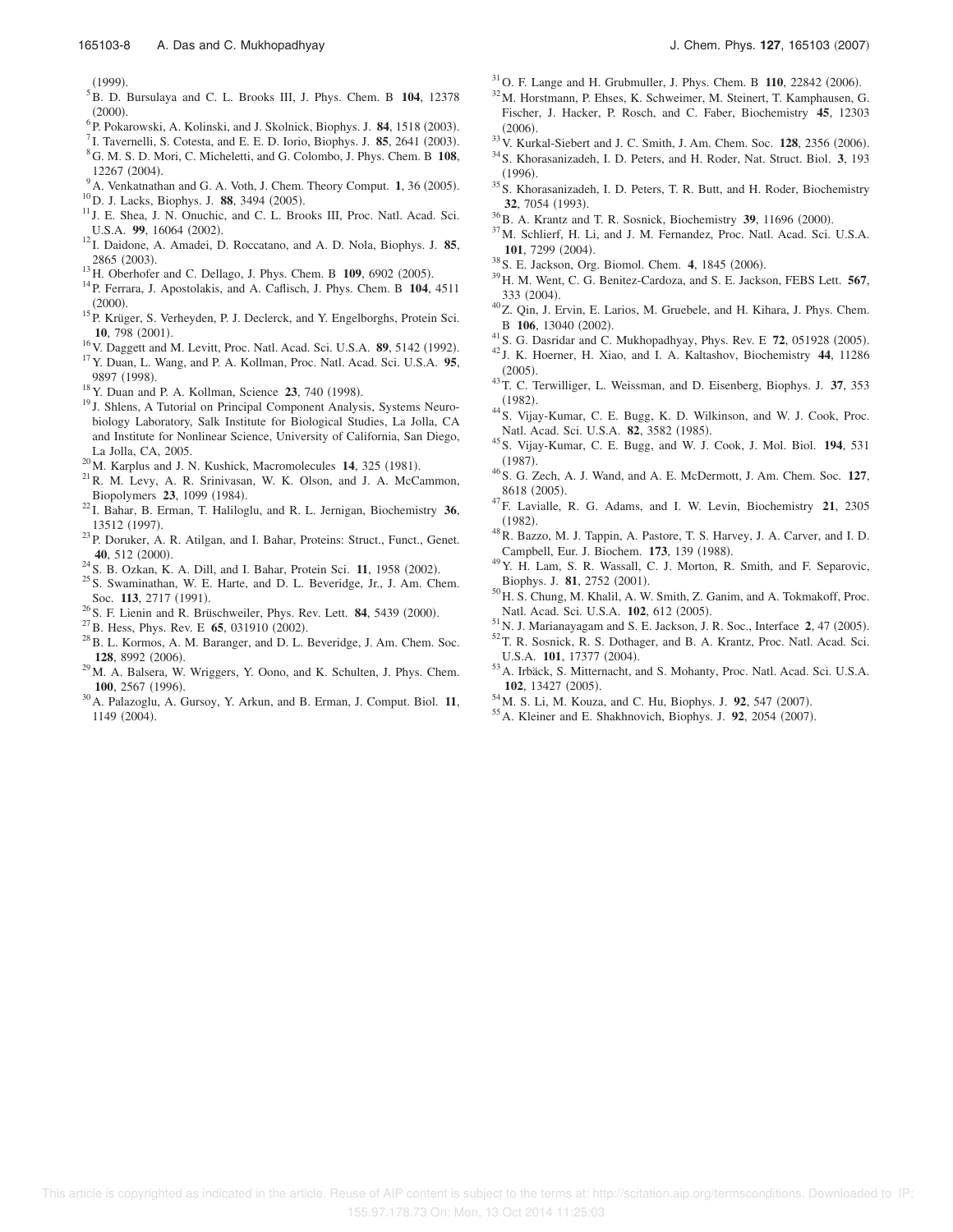(1999).

[5] B. D. Bursulaya and C. L. Brooks III, J. Phys. Chem. B **104**, 12378 (2000).

[6] P. Pokarowski, A. Kolinski, and J. Skolnick, Biophys. J. **84**, 1518 (2003).

[7] I. Tavernelli, S. Cotesta, and E. E. D. Iorio, Biophys. J. **85**, 2641 (2003).

[8] G. M. S. D. Mori, C. Micheletti, and G. Colombo, J. Phys. Chem. B **108**, 12267 (2004).

[9] A. Venkatnathan and G. A. Voth, J. Chem. Theory Comput. **1**, 36 (2005).

[10] D. J. Lacks, Biophys. J. **88**, 3494 (2005).

[11] J. E. Shea, J. N. Onuchic, and C. L. Brooks III, Proc. Natl. Acad. Sci. U.S.A. **99**, 16064 (2002).

[12] I. Daidone, A. Amadei, D. Roccatano, and A. D. Nola, Biophys. J. **85**, 2865 (2003).

[13] H. Oberhofer and C. Dellago, J. Phys. Chem. B **109**, 6902 (2005).

[14] P. Ferrara, J. Apostolakis, and A. Caflisch, J. Phys. Chem. B **104**, 4511 (2000).

[15] P. Krüger, S. Verheyden, P. J. Declerck, and Y. Engelborghs, Protein Sci. **10**, 798 (2001).

[16] V. Daggett and M. Levitt, Proc. Natl. Acad. Sci. U.S.A. **89**, 5142 (1992).

[17] Y. Duan, L. Wang, and P. A. Kollman, Proc. Natl. Acad. Sci. U.S.A. **95**, 9897 (1998).

[18] Y. Duan and P. A. Kollman, Science **23**, 740 (1998).

[19] J. Shlens, A Tutorial on Principal Component Analysis, Systems Neurobiology Laboratory, Salk Institute for Biological Studies, La Jolla, CA and Institute for Nonlinear Science, University of California, San Diego, La Jolla, CA, 2005.

[20] M. Karplus and J. N. Kushick, Macromolecules **14**, 325 (1981).

[21] R. M. Levy, A. R. Srinivasan, W. K. Olson, and J. A. McCammon, Biopolymers **23**, 1099 (1984).

[22] I. Bahar, B. Erman, T. Haliloglu, and R. L. Jernigan, Biochemistry **36**, 13512 (1997).

[23] P. Doruker, A. R. Atilgan, and I. Bahar, Proteins: Struct., Funct., Genet. **40**, 512 (2000).

[24] S. B. Ozkan, K. A. Dill, and I. Bahar, Protein Sci. **11**, 1958 (2002).

[25] S. Swaminathan, W. E. Harte, and D. L. Beveridge, Jr., J. Am. Chem. Soc. **113**, 2717 (1991).

[26] S. F. Lienin and R. Brüschweiler, Phys. Rev. Lett. **84**, 5439 (2000).

[27] B. Hess, Phys. Rev. E **65**, 031910 (2002).

[28] B. L. Kormos, A. M. Baranger, and D. L. Beveridge, J. Am. Chem. Soc. **128**, 8992 (2006).

[29] M. A. Balsera, W. Wriggers, Y. Oono, and K. Schulten, J. Phys. Chem. **100**, 2567 (1996).

[30] A. Palazoglu, A. Gursoy, Y. Arkun, and B. Erman, J. Comput. Biol. **11**, 1149 (2004).

[31] O. F. Lange and H. Grubmuller, J. Phys. Chem. B **110**, 22842 (2006).

[32] M. Horstmann, P. Ehses, K. Schweimer, M. Steinert, T. Kamphausen, G. Fischer, J. Hacker, P. Rosch, and C. Faber, Biochemistry **45**, 12303 (2006).

[33] V. Kurkal-Siebert and J. C. Smith, J. Am. Chem. Soc. **128**, 2356 (2006).

[34] S. Khorasanizadeh, I. D. Peters, and H. Roder, Nat. Struct. Biol. **3**, 193 (1996).

[35] S. Khorasanizadeh, I. D. Peters, T. R. Butt, and H. Roder, Biochemistry **32**, 7054 (1993).

[36] B. A. Krantz and T. R. Sosnick, Biochemistry **39**, 11696 (2000).

[37] M. Schlierf, H. Li, and J. M. Fernandez, Proc. Natl. Acad. Sci. U.S.A. **101**, 7299 (2004).

[38] S. E. Jackson, Org. Biomol. Chem. **4**, 1845 (2006).

[39] H. M. Went, C. G. Benitez-Cardoza, and S. E. Jackson, FEBS Lett. **567**, 333 (2004).

[40] Z. Qin, J. Ervin, E. Larios, M. Gruebele, and H. Kihara, J. Phys. Chem. B **106**, 13040 (2002).

[41] S. G. Dasridar and C. Mukhopadhyay, Phys. Rev. E **72**, 051928 (2005).

[42] J. K. Hoerner, H. Xiao, and I. A. Kaltashov, Biochemistry **44**, 11286 (2005).

[43] T. C. Terwilliger, L. Weissman, and D. Eisenberg, Biophys. J. **37**, 353 (1982).

[44] S. Vijay-Kumar, C. E. Bugg, K. D. Wilkinson, and W. J. Cook, Proc. Natl. Acad. Sci. U.S.A. **82**, 3582 (1985).

[45] S. Vijay-Kumar, C. E. Bugg, and W. J. Cook, J. Mol. Biol. **194**, 531 (1987).

[46] S. G. Zech, A. J. Wand, and A. E. McDermott, J. Am. Chem. Soc. **127**, 8618 (2005).

[47] F. Lavialle, R. G. Adams, and I. W. Levin, Biochemistry **21**, 2305 (1982).

[48] R. Bazzo, M. J. Tappin, A. Pastore, T. S. Harvey, J. A. Carver, and I. D. Campbell, Eur. J. Biochem. **173**, 139 (1988).

[49] Y. H. Lam, S. R. Wassall, C. J. Morton, R. Smith, and F. Separovic, Biophys. J. **81**, 2752 (2001).

[50] H. S. Chung, M. Khalil, A. W. Smith, Z. Ganim, and A. Tokmakoff, Proc. Natl. Acad. Sci. U.S.A. **102**, 612 (2005).

[51] N. J. Marianayagam and S. E. Jackson, J. R. Soc., Interface **2**, 47 (2005).

[52] T. R. Sosnick, R. S. Dothager, and B. A. Krantz, Proc. Natl. Acad. Sci. U.S.A. **101**, 17377 (2004).

[53] A. Irbäck, S. Mitternacht, and S. Mohanty, Proc. Natl. Acad. Sci. U.S.A. **102**, 13427 (2005).

[54] M. S. Li, M. Kouza, and C. Hu, Biophys. J. **92**, 547 (2007).

[55] A. Kleiner and E. Shakhnovich, Biophys. J. **92**, 2054 (2007).